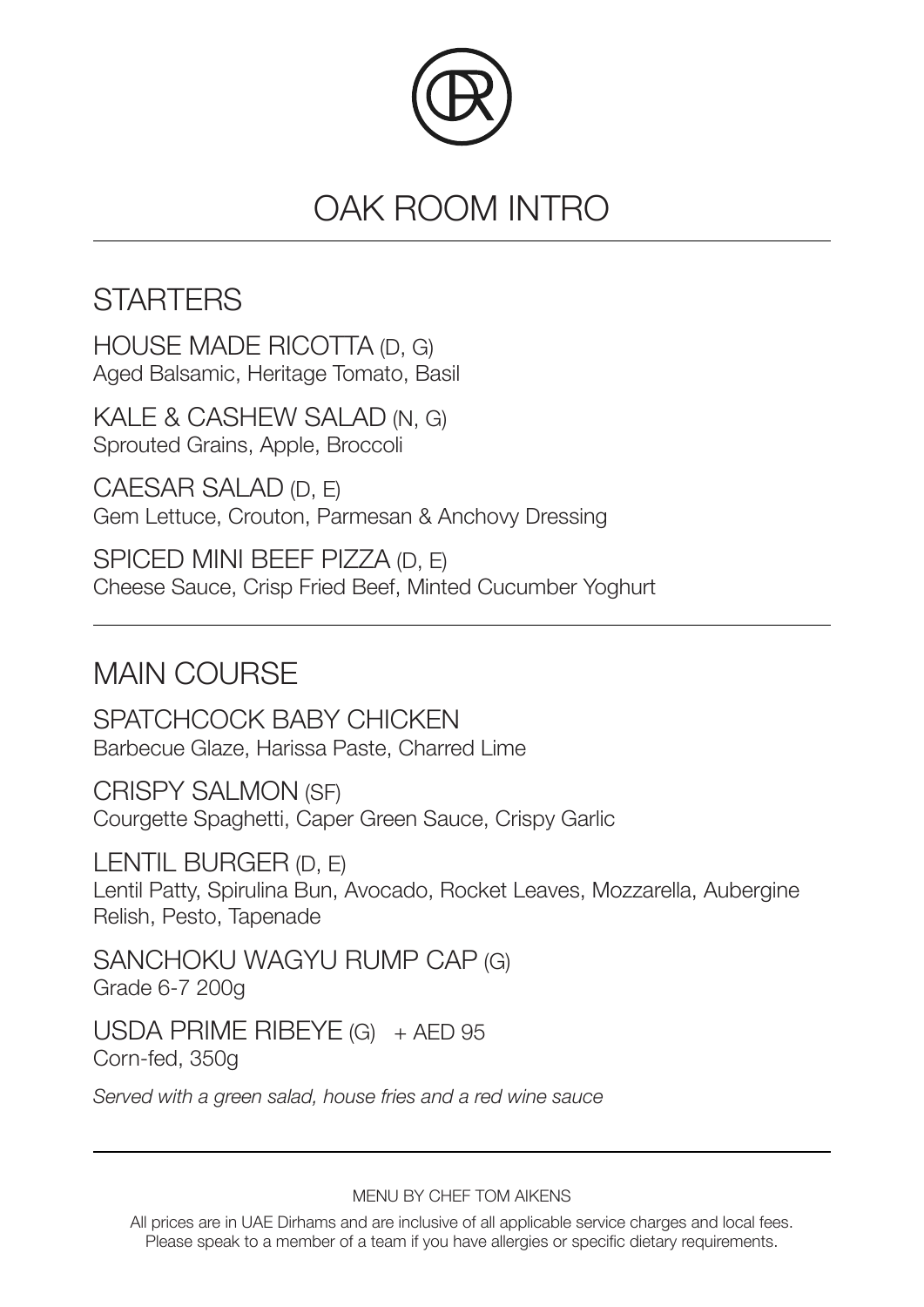# OAK ROOM INTRO

## STARTERS

HOUSE MADE RICOTTA (D, G)
Aged Balsamic, Heritage Tomato, Basil

KALE & CASHEW SALAD (N, G)
Sprouted Grains, Apple, Broccoli

CAESAR SALAD (D, E)
Gem Lettuce, Crouton, Parmesan & Anchovy Dressing

SPICED MINI BEEF PIZZA (D, E)
Cheese Sauce, Crisp Fried Beef, Minted Cucumber Yoghurt

## MAIN COURSE

SPATCHCOCK BABY CHICKEN
Barbecue Glaze, Harissa Paste, Charred Lime

CRISPY SALMON (SF)
Courgette Spaghetti, Caper Green Sauce, Crispy Garlic

LENTIL BURGER (D, E)
Lentil Patty, Spirulina Bun, Avocado, Rocket Leaves, Mozzarella, Aubergine Relish, Pesto, Tapenade

SANCHOKU WAGYU RUMP CAP (G)
Grade 6-7 200g

USDA PRIME RIBEYE (G) + AED 95
Corn-fed, 350g

*Served with a green salad, house fries and a red wine sauce*

MENU BY CHEF TOM AIKENS

All prices are in UAE Dirhams and are inclusive of all applicable service charges and local fees.
Please speak to a member of a team if you have allergies or specific dietary requirements.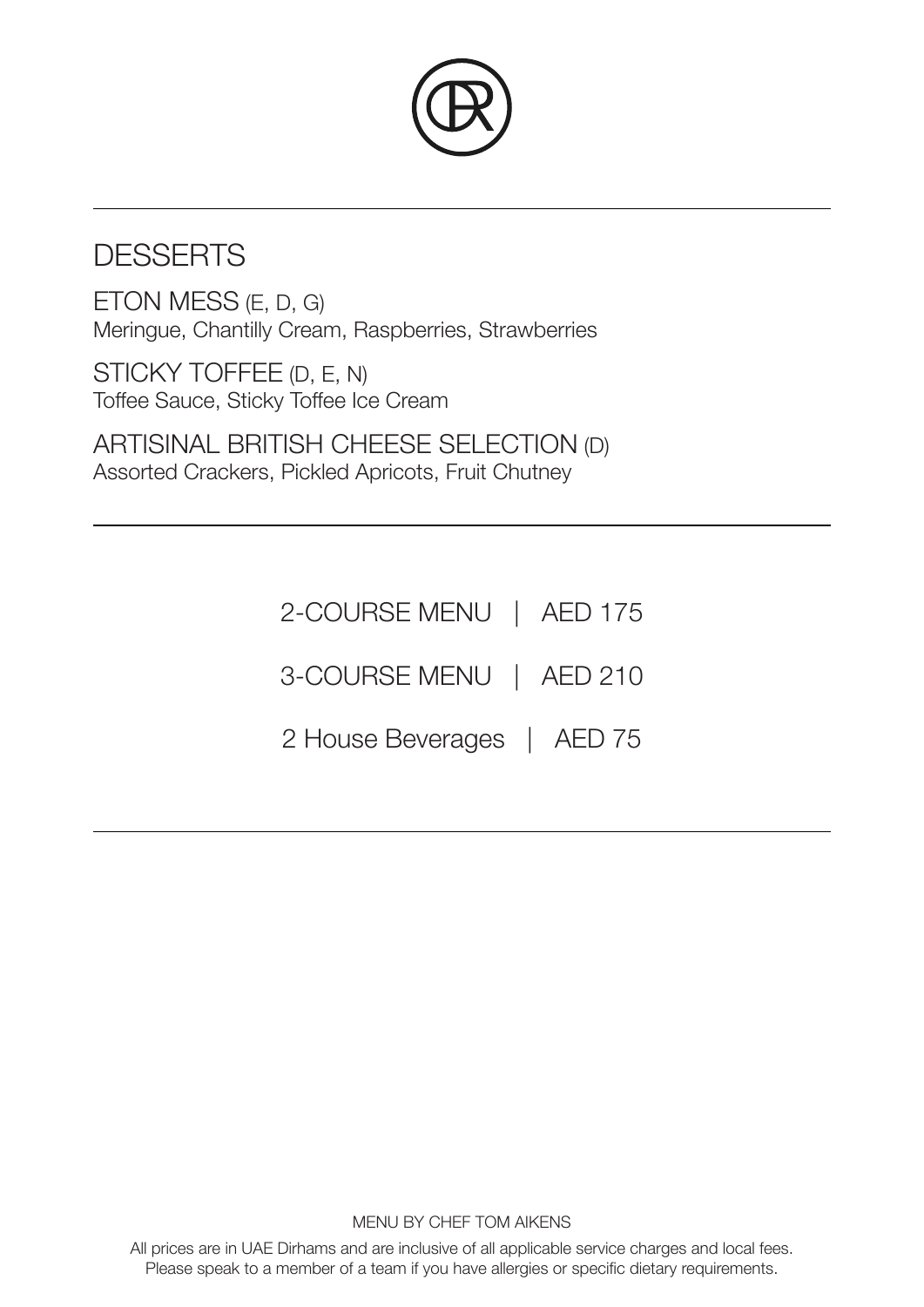## DESSERTS

ETON MESS (E, D, G)
Meringue, Chantilly Cream, Raspberries, Strawberries

STICKY TOFFEE (D, E, N)
Toffee Sauce, Sticky Toffee Ice Cream

ARTISINAL BRITISH CHEESE SELECTION (D)
Assorted Crackers, Pickled Apricots, Fruit Chutney

2-COURSE MENU | AED 175

3-COURSE MENU | AED 210

2 House Beverages | AED 75

MENU BY CHEF TOM AIKENS

All prices are in UAE Dirhams and are inclusive of all applicable service charges and local fees.
Please speak to a member of a team if you have allergies or specific dietary requirements.